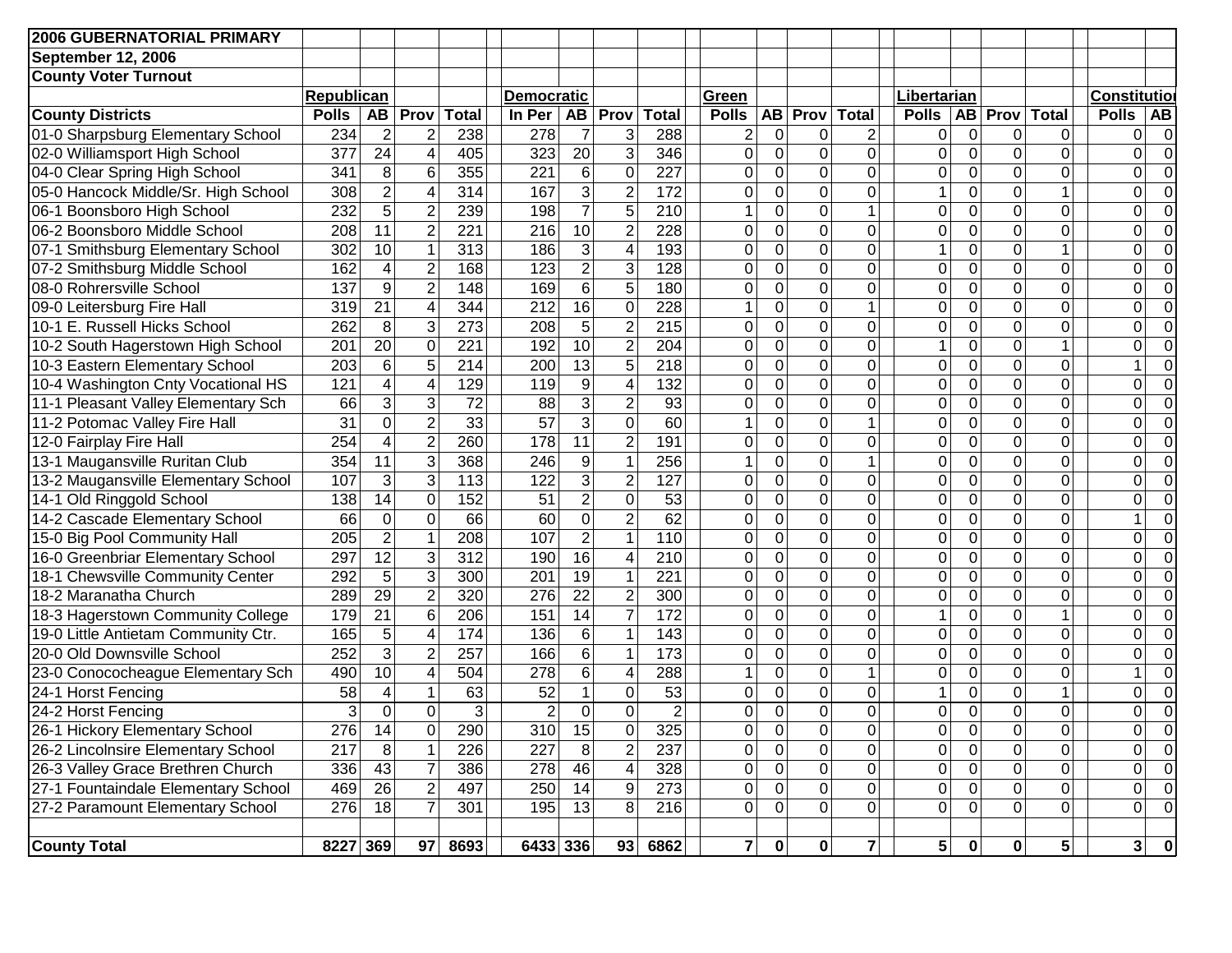| 2006 GUBERNATORIAL PRIMARY | | | | | | | | | | | | | | | | | | |
|---|---|---|---|---|---|---|---|---|---|---|---|---|---|---|---|---|---|---|
| September 12, 2006 | | | | | | | | | | | | | | | | | | |
| County Voter Turnout | | | | | | | | | | | | | | | | | | |
| | Republican | | | | Democratic | | | | Green | | | | Libertarian | | | | Constitution | |
| County Districts | Polls | AB | Prov | Total | In Per | AB | Prov | Total | Polls | AB | Prov | Total | Polls | AB | Prov | Total | Polls | AB |
| 01-0 Sharpsburg Elementary School | 234 | 2 | 2 | 238 | 278 | 7 | 3 | 288 | 2 | 0 | 0 | 2 | 0 | 0 | 0 | 0 | 0 | 0 |
| 02-0 Williamsport High School | 377 | 24 | 4 | 405 | 323 | 20 | 3 | 346 | 0 | 0 | 0 | 0 | 0 | 0 | 0 | 0 | 0 | 0 |
| 04-0 Clear Spring High School | 341 | 8 | 6 | 355 | 221 | 6 | 0 | 227 | 0 | 0 | 0 | 0 | 0 | 0 | 0 | 0 | 0 | 0 |
| 05-0 Hancock Middle/Sr. High School | 308 | 2 | 4 | 314 | 167 | 3 | 2 | 172 | 0 | 0 | 0 | 0 | 1 | 0 | 0 | 1 | 0 | 0 |
| 06-1 Boonsboro High School | 232 | 5 | 2 | 239 | 198 | 7 | 5 | 210 | 1 | 0 | 0 | 1 | 0 | 0 | 0 | 0 | 0 | 0 |
| 06-2 Boonsboro Middle School | 208 | 11 | 2 | 221 | 216 | 10 | 2 | 228 | 0 | 0 | 0 | 0 | 0 | 0 | 0 | 0 | 0 | 0 |
| 07-1 Smithsburg Elementary School | 302 | 10 | 1 | 313 | 186 | 3 | 4 | 193 | 0 | 0 | 0 | 0 | 1 | 0 | 0 | 1 | 0 | 0 |
| 07-2 Smithsburg Middle School | 162 | 4 | 2 | 168 | 123 | 2 | 3 | 128 | 0 | 0 | 0 | 0 | 0 | 0 | 0 | 0 | 0 | 0 |
| 08-0 Rohrersville School | 137 | 9 | 2 | 148 | 169 | 6 | 5 | 180 | 0 | 0 | 0 | 0 | 0 | 0 | 0 | 0 | 0 | 0 |
| 09-0 Leitersburg Fire Hall | 319 | 21 | 4 | 344 | 212 | 16 | 0 | 228 | 1 | 0 | 0 | 1 | 0 | 0 | 0 | 0 | 0 | 0 |
| 10-1 E. Russell Hicks School | 262 | 8 | 3 | 273 | 208 | 5 | 2 | 215 | 0 | 0 | 0 | 0 | 0 | 0 | 0 | 0 | 0 | 0 |
| 10-2 South Hagerstown High School | 201 | 20 | 0 | 221 | 192 | 10 | 2 | 204 | 0 | 0 | 0 | 0 | 1 | 0 | 0 | 1 | 0 | 0 |
| 10-3 Eastern Elementary School | 203 | 6 | 5 | 214 | 200 | 13 | 5 | 218 | 0 | 0 | 0 | 0 | 0 | 0 | 0 | 0 | 1 | 0 |
| 10-4 Washington Cnty Vocational HS | 121 | 4 | 4 | 129 | 119 | 9 | 4 | 132 | 0 | 0 | 0 | 0 | 0 | 0 | 0 | 0 | 0 | 0 |
| 11-1 Pleasant Valley Elementary Sch | 66 | 3 | 3 | 72 | 88 | 3 | 2 | 93 | 0 | 0 | 0 | 0 | 0 | 0 | 0 | 0 | 0 | 0 |
| 11-2 Potomac Valley Fire Hall | 31 | 0 | 2 | 33 | 57 | 3 | 0 | 60 | 1 | 0 | 0 | 1 | 0 | 0 | 0 | 0 | 0 | 0 |
| 12-0 Fairplay Fire Hall | 254 | 4 | 2 | 260 | 178 | 11 | 2 | 191 | 0 | 0 | 0 | 0 | 0 | 0 | 0 | 0 | 0 | 0 |
| 13-1 Maugansville Ruritan Club | 354 | 11 | 3 | 368 | 246 | 9 | 1 | 256 | 1 | 0 | 0 | 1 | 0 | 0 | 0 | 0 | 0 | 0 |
| 13-2 Maugansville Elementary School | 107 | 3 | 3 | 113 | 122 | 3 | 2 | 127 | 0 | 0 | 0 | 0 | 0 | 0 | 0 | 0 | 0 | 0 |
| 14-1 Old Ringgold School | 138 | 14 | 0 | 152 | 51 | 2 | 0 | 53 | 0 | 0 | 0 | 0 | 0 | 0 | 0 | 0 | 0 | 0 |
| 14-2 Cascade Elementary School | 66 | 0 | 0 | 66 | 60 | 0 | 2 | 62 | 0 | 0 | 0 | 0 | 0 | 0 | 0 | 0 | 1 | 0 |
| 15-0 Big Pool Community Hall | 205 | 2 | 1 | 208 | 107 | 2 | 1 | 110 | 0 | 0 | 0 | 0 | 0 | 0 | 0 | 0 | 0 | 0 |
| 16-0 Greenbriar Elementary School | 297 | 12 | 3 | 312 | 190 | 16 | 4 | 210 | 0 | 0 | 0 | 0 | 0 | 0 | 0 | 0 | 0 | 0 |
| 18-1 Chewsville Community Center | 292 | 5 | 3 | 300 | 201 | 19 | 1 | 221 | 0 | 0 | 0 | 0 | 0 | 0 | 0 | 0 | 0 | 0 |
| 18-2 Maranatha Church | 289 | 29 | 2 | 320 | 276 | 22 | 2 | 300 | 0 | 0 | 0 | 0 | 0 | 0 | 0 | 0 | 0 | 0 |
| 18-3 Hagerstown Community College | 179 | 21 | 6 | 206 | 151 | 14 | 7 | 172 | 0 | 0 | 0 | 0 | 1 | 0 | 0 | 1 | 0 | 0 |
| 19-0 Little Antietam Community Ctr. | 165 | 5 | 4 | 174 | 136 | 6 | 1 | 143 | 0 | 0 | 0 | 0 | 0 | 0 | 0 | 0 | 0 | 0 |
| 20-0 Old Downsville School | 252 | 3 | 2 | 257 | 166 | 6 | 1 | 173 | 0 | 0 | 0 | 0 | 0 | 0 | 0 | 0 | 0 | 0 |
| 23-0 Conococheague Elementary Sch | 490 | 10 | 4 | 504 | 278 | 6 | 4 | 288 | 1 | 0 | 0 | 1 | 0 | 0 | 0 | 0 | 1 | 0 |
| 24-1 Horst Fencing | 58 | 4 | 1 | 63 | 52 | 1 | 0 | 53 | 0 | 0 | 0 | 0 | 1 | 0 | 0 | 1 | 0 | 0 |
| 24-2 Horst Fencing | 3 | 0 | 0 | 3 | 2 | 0 | 0 | 2 | 0 | 0 | 0 | 0 | 0 | 0 | 0 | 0 | 0 | 0 |
| 26-1 Hickory Elementary School | 276 | 14 | 0 | 290 | 310 | 15 | 0 | 325 | 0 | 0 | 0 | 0 | 0 | 0 | 0 | 0 | 0 | 0 |
| 26-2 Lincolnsire Elementary School | 217 | 8 | 1 | 226 | 227 | 8 | 2 | 237 | 0 | 0 | 0 | 0 | 0 | 0 | 0 | 0 | 0 | 0 |
| 26-3 Valley Grace Brethren Church | 336 | 43 | 7 | 386 | 278 | 46 | 4 | 328 | 0 | 0 | 0 | 0 | 0 | 0 | 0 | 0 | 0 | 0 |
| 27-1 Fountaindale Elementary School | 469 | 26 | 2 | 497 | 250 | 14 | 9 | 273 | 0 | 0 | 0 | 0 | 0 | 0 | 0 | 0 | 0 | 0 |
| 27-2 Paramount Elementary School | 276 | 18 | 7 | 301 | 195 | 13 | 8 | 216 | 0 | 0 | 0 | 0 | 0 | 0 | 0 | 0 | 0 | 0 |
| | | | | | | | | | | | | | | | | | | |
| **County Total** | **8227** | **369** | **97** | **8693** | **6433** | **336** | **93** | **6862** | **7** | **0** | **0** | **7** | **5** | **0** | **0** | **5** | **3** | **0** |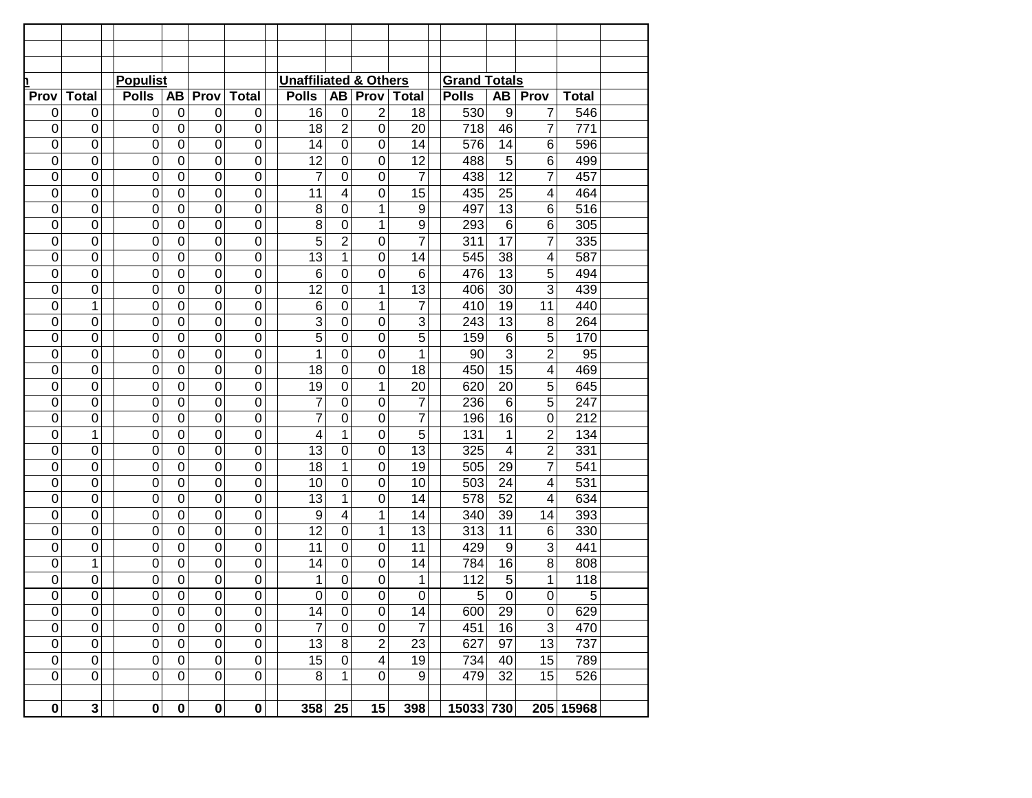| | | | | | | | | | | | | | | | | | | |
|---|---|---|---|---|---|---|---|---|---|---|---|---|---|---|---|---|---|---|
| n | | | Populist | | | | | Unaffiliated & Others | | | | | Grand Totals | | | | |
| Prov | Total | | Polls | AB | Prov | Total | | Polls | AB | Prov | Total | | Polls | AB | Prov | Total | |
| 0 | 0 | | 0 | 0 | 0 | 0 | | 16 | 0 | 2 | 18 | | 530 | 9 | 7 | 546 | |
| 0 | 0 | | 0 | 0 | 0 | 0 | | 18 | 2 | 0 | 20 | | 718 | 46 | 7 | 771 | |
| 0 | 0 | | 0 | 0 | 0 | 0 | | 14 | 0 | 0 | 14 | | 576 | 14 | 6 | 596 | |
| 0 | 0 | | 0 | 0 | 0 | 0 | | 12 | 0 | 0 | 12 | | 488 | 5 | 6 | 499 | |
| 0 | 0 | | 0 | 0 | 0 | 0 | | 7 | 0 | 0 | 7 | | 438 | 12 | 7 | 457 | |
| 0 | 0 | | 0 | 0 | 0 | 0 | | 11 | 4 | 0 | 15 | | 435 | 25 | 4 | 464 | |
| 0 | 0 | | 0 | 0 | 0 | 0 | | 8 | 0 | 1 | 9 | | 497 | 13 | 6 | 516 | |
| 0 | 0 | | 0 | 0 | 0 | 0 | | 8 | 0 | 1 | 9 | | 293 | 6 | 6 | 305 | |
| 0 | 0 | | 0 | 0 | 0 | 0 | | 5 | 2 | 0 | 7 | | 311 | 17 | 7 | 335 | |
| 0 | 0 | | 0 | 0 | 0 | 0 | | 13 | 1 | 0 | 14 | | 545 | 38 | 4 | 587 | |
| 0 | 0 | | 0 | 0 | 0 | 0 | | 6 | 0 | 0 | 6 | | 476 | 13 | 5 | 494 | |
| 0 | 0 | | 0 | 0 | 0 | 0 | | 12 | 0 | 1 | 13 | | 406 | 30 | 3 | 439 | |
| 0 | 1 | | 0 | 0 | 0 | 0 | | 6 | 0 | 1 | 7 | | 410 | 19 | 11 | 440 | |
| 0 | 0 | | 0 | 0 | 0 | 0 | | 3 | 0 | 0 | 3 | | 243 | 13 | 8 | 264 | |
| 0 | 0 | | 0 | 0 | 0 | 0 | | 5 | 0 | 0 | 5 | | 159 | 6 | 5 | 170 | |
| 0 | 0 | | 0 | 0 | 0 | 0 | | 1 | 0 | 0 | 1 | | 90 | 3 | 2 | 95 | |
| 0 | 0 | | 0 | 0 | 0 | 0 | | 18 | 0 | 0 | 18 | | 450 | 15 | 4 | 469 | |
| 0 | 0 | | 0 | 0 | 0 | 0 | | 19 | 0 | 1 | 20 | | 620 | 20 | 5 | 645 | |
| 0 | 0 | | 0 | 0 | 0 | 0 | | 7 | 0 | 0 | 7 | | 236 | 6 | 5 | 247 | |
| 0 | 0 | | 0 | 0 | 0 | 0 | | 7 | 0 | 0 | 7 | | 196 | 16 | 0 | 212 | |
| 0 | 1 | | 0 | 0 | 0 | 0 | | 4 | 1 | 0 | 5 | | 131 | 1 | 2 | 134 | |
| 0 | 0 | | 0 | 0 | 0 | 0 | | 13 | 0 | 0 | 13 | | 325 | 4 | 2 | 331 | |
| 0 | 0 | | 0 | 0 | 0 | 0 | | 18 | 1 | 0 | 19 | | 505 | 29 | 7 | 541 | |
| 0 | 0 | | 0 | 0 | 0 | 0 | | 10 | 0 | 0 | 10 | | 503 | 24 | 4 | 531 | |
| 0 | 0 | | 0 | 0 | 0 | 0 | | 13 | 1 | 0 | 14 | | 578 | 52 | 4 | 634 | |
| 0 | 0 | | 0 | 0 | 0 | 0 | | 9 | 4 | 1 | 14 | | 340 | 39 | 14 | 393 | |
| 0 | 0 | | 0 | 0 | 0 | 0 | | 12 | 0 | 1 | 13 | | 313 | 11 | 6 | 330 | |
| 0 | 0 | | 0 | 0 | 0 | 0 | | 11 | 0 | 0 | 11 | | 429 | 9 | 3 | 441 | |
| 0 | 1 | | 0 | 0 | 0 | 0 | | 14 | 0 | 0 | 14 | | 784 | 16 | 8 | 808 | |
| 0 | 0 | | 0 | 0 | 0 | 0 | | 1 | 0 | 0 | 1 | | 112 | 5 | 1 | 118 | |
| 0 | 0 | | 0 | 0 | 0 | 0 | | 0 | 0 | 0 | 0 | | 5 | 0 | 0 | 5 | |
| 0 | 0 | | 0 | 0 | 0 | 0 | | 14 | 0 | 0 | 14 | | 600 | 29 | 0 | 629 | |
| 0 | 0 | | 0 | 0 | 0 | 0 | | 7 | 0 | 0 | 7 | | 451 | 16 | 3 | 470 | |
| 0 | 0 | | 0 | 0 | 0 | 0 | | 13 | 8 | 2 | 23 | | 627 | 97 | 13 | 737 | |
| 0 | 0 | | 0 | 0 | 0 | 0 | | 15 | 0 | 4 | 19 | | 734 | 40 | 15 | 789 | |
| 0 | 0 | | 0 | 0 | 0 | 0 | | 8 | 1 | 0 | 9 | | 479 | 32 | 15 | 526 | |
| | | | | | | | | | | | | | | | | | |
| **0** | **3** | | **0** | **0** | **0** | **0** | | **358** | **25** | **15** | **398** | | **15033** | **730** | **205** | **15968** | |